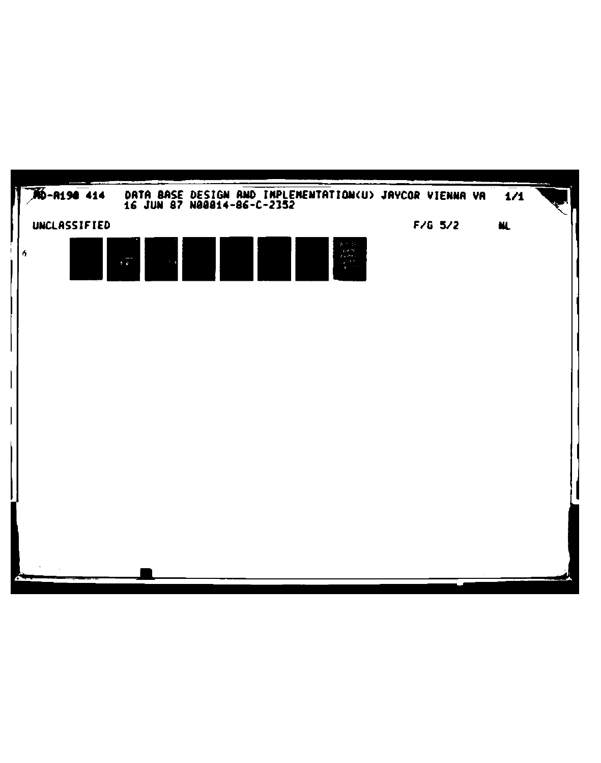AD-A190 414   DATA BASE DESIGN AND IMPLEMENTATION(U) JAYCOR VIENNA VA   1/1
16 JUN 87 N00014-86-C-2352

UNCLASSIFIED   F/G 5/2   NL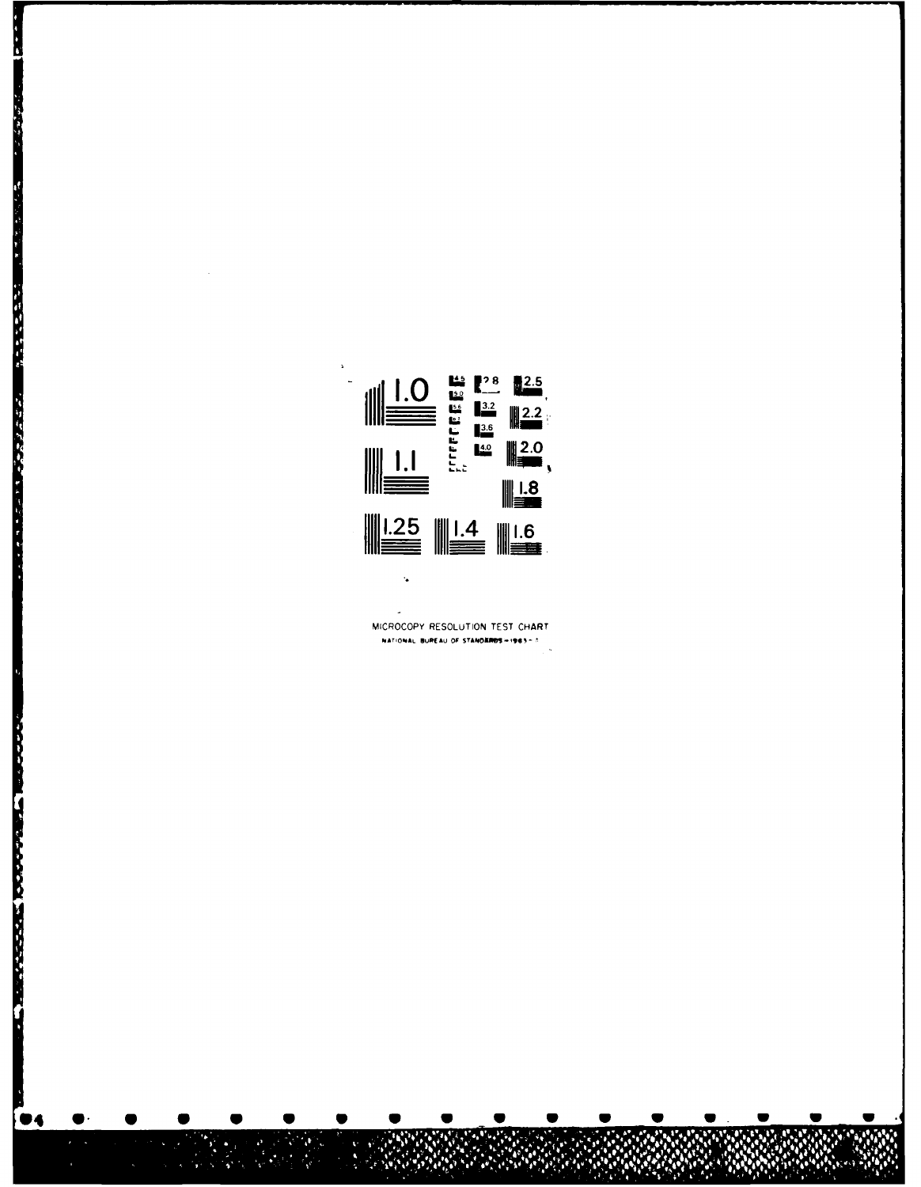MICROCOPY RESOLUTION TEST CHART

NATIONAL BUREAU OF STANDARDS-1963-A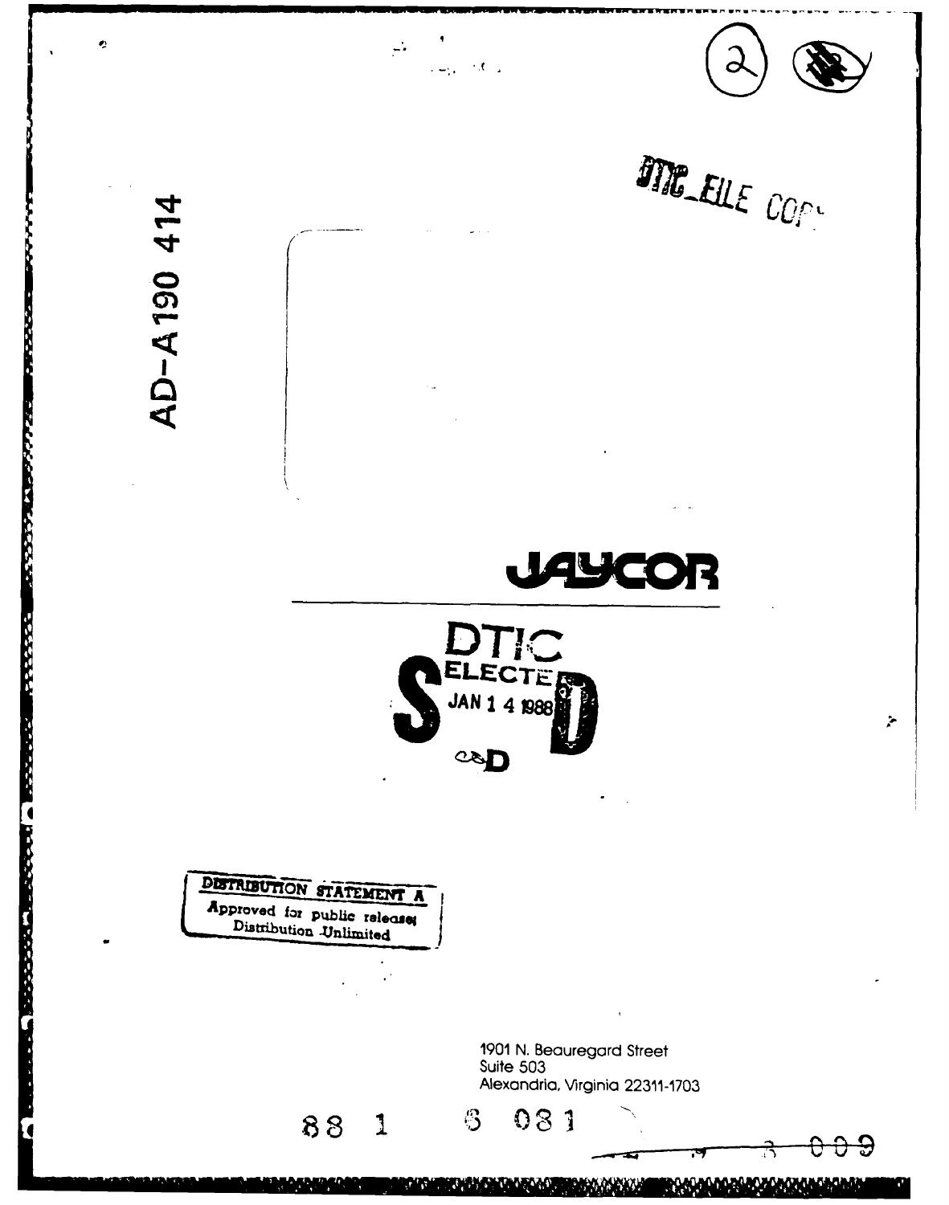AD-A190 414

DTIC FILE COPY

JAYCOR

DTIC
ELECTE
JAN 1 4 1988
S D
D

DISTRIBUTION STATEMENT A
Approved for public release;
Distribution Unlimited

1901 N. Beauregard Street
Suite 503
Alexandria, Virginia 22311-1703

88 1 6 031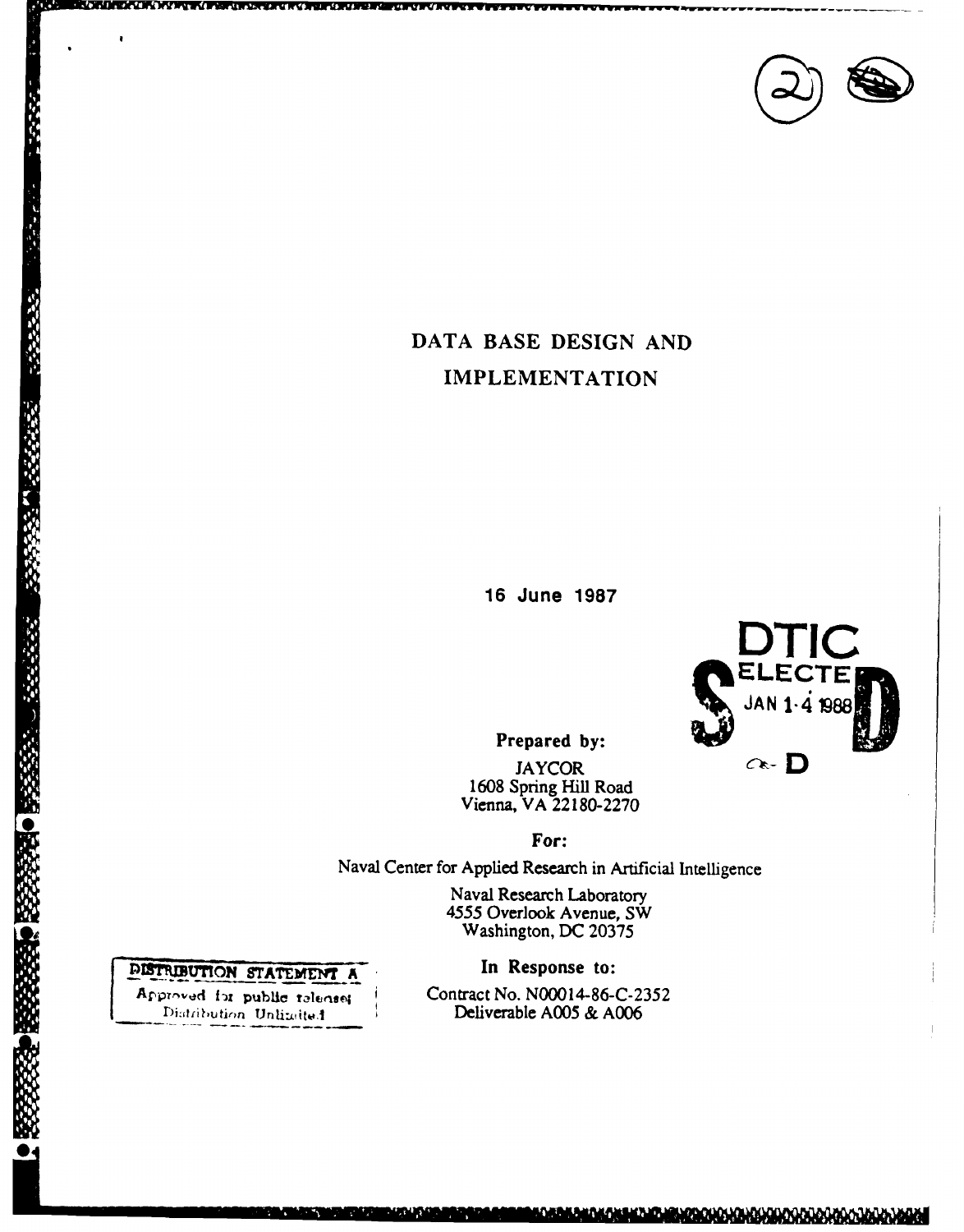# DATA BASE DESIGN AND IMPLEMENTATION

**16 June 1987**

DTIC ELECTE JAN 14 1988

**Prepared by:**

JAYCOR
1608 Spring Hill Road
Vienna, VA 22180-2270

**For:**

Naval Center for Applied Research in Artificial Intelligence

Naval Research Laboratory
4555 Overlook Avenue, SW
Washington, DC 20375

**In Response to:**

Contract No. N00014-86-C-2352
Deliverable A005 & A006

**DISTRIBUTION STATEMENT A**

Approved for public release;
Distribution Unlimited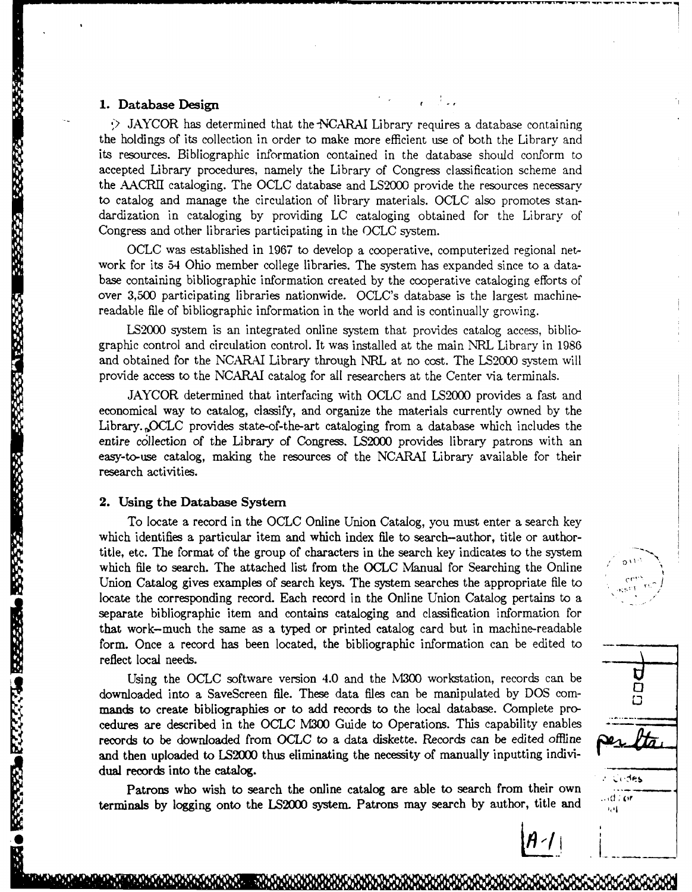## 1. Database Design

JAYCOR has determined that the NCARAI Library requires a database containing the holdings of its collection in order to make more efficient use of both the Library and its resources. Bibliographic information contained in the database should conform to accepted Library procedures, namely the Library of Congress classification scheme and the AACRII cataloging. The OCLC database and LS2000 provide the resources necessary to catalog and manage the circulation of library materials. OCLC also promotes standardization in cataloging by providing LC cataloging obtained for the Library of Congress and other libraries participating in the OCLC system.

OCLC was established in 1967 to develop a cooperative, computerized regional network for its 54 Ohio member college libraries. The system has expanded since to a database containing bibliographic information created by the cooperative cataloging efforts of over 3,500 participating libraries nationwide. OCLC's database is the largest machine-readable file of bibliographic information in the world and is continually growing.

LS2000 system is an integrated online system that provides catalog access, bibliographic control and circulation control. It was installed at the main NRL Library in 1986 and obtained for the NCARAI Library through NRL at no cost. The LS2000 system will provide access to the NCARAI catalog for all researchers at the Center via terminals.

JAYCOR determined that interfacing with OCLC and LS2000 provides a fast and economical way to catalog, classify, and organize the materials currently owned by the Library. OCLC provides state-of-the-art cataloging from a database which includes the entire collection of the Library of Congress. LS2000 provides library patrons with an easy-to-use catalog, making the resources of the NCARAI Library available for their research activities.

## 2. Using the Database System

To locate a record in the OCLC Online Union Catalog, you must enter a search key which identifies a particular item and which index file to search–author, title or author-title, etc. The format of the group of characters in the search key indicates to the system which file to search. The attached list from the OCLC Manual for Searching the Online Union Catalog gives examples of search keys. The system searches the appropriate file to locate the corresponding record. Each record in the Online Union Catalog pertains to a separate bibliographic item and contains cataloging and classification information for that work–much the same as a typed or printed catalog card but in machine-readable form. Once a record has been located, the bibliographic information can be edited to reflect local needs.

Using the OCLC software version 4.0 and the M300 workstation, records can be downloaded into a SaveScreen file. These data files can be manipulated by DOS commands to create bibliographies or to add records to the local database. Complete procedures are described in the OCLC M300 Guide to Operations. This capability enables records to be downloaded from OCLC to a data diskette. Records can be edited offline and then uploaded to LS2000 thus eliminating the necessity of manually inputting individual records into the catalog.

Patrons who wish to search the online catalog are able to search from their own terminals by logging onto the LS2000 system. Patrons may search by author, title and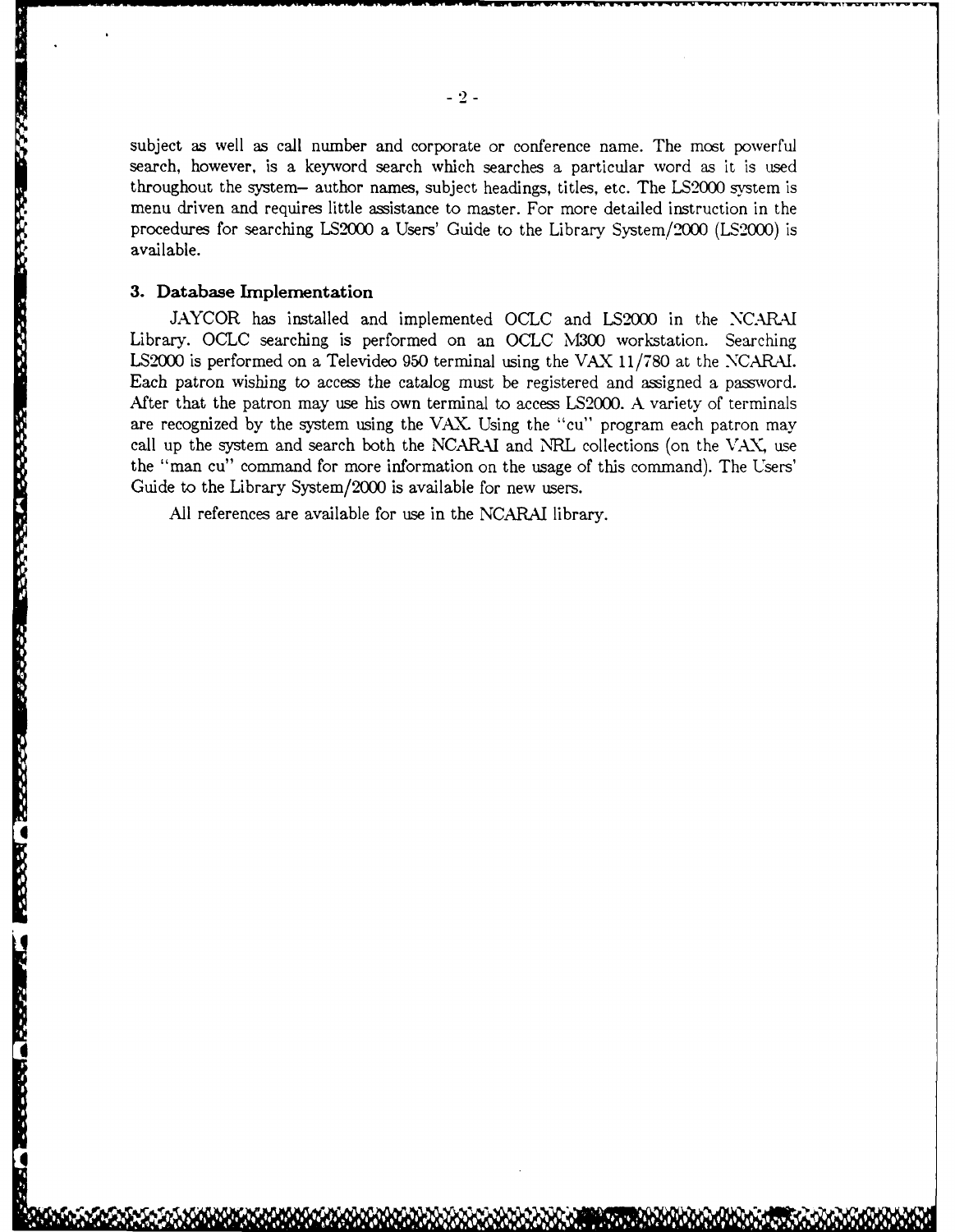subject as well as call number and corporate or conference name. The most powerful search, however, is a keyword search which searches a particular word as it is used throughout the system– author names, subject headings, titles, etc. The LS2000 system is menu driven and requires little assistance to master. For more detailed instruction in the procedures for searching LS2000 a Users' Guide to the Library System/2000 (LS2000) is available.

### 3. Database Implementation

JAYCOR has installed and implemented OCLC and LS2000 in the NCARAI Library. OCLC searching is performed on an OCLC M300 workstation. Searching LS2000 is performed on a Televideo 950 terminal using the VAX 11/780 at the NCARAI. Each patron wishing to access the catalog must be registered and assigned a password. After that the patron may use his own terminal to access LS2000. A variety of terminals are recognized by the system using the VAX. Using the "cu" program each patron may call up the system and search both the NCARAI and NRL collections (on the VAX, use the "man cu" command for more information on the usage of this command). The Users' Guide to the Library System/2000 is available for new users.

All references are available for use in the NCARAI library.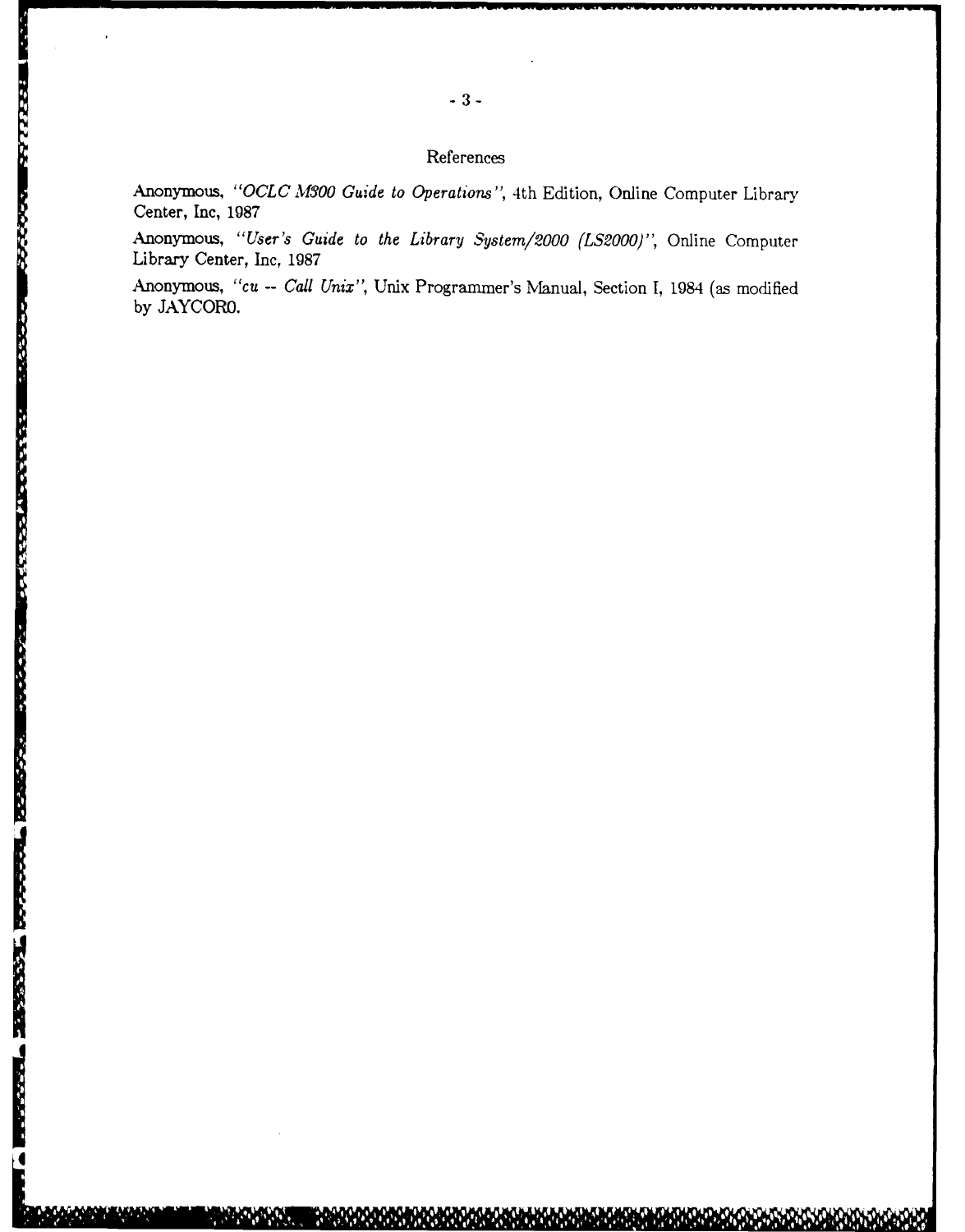## References

Anonymous, *"OCLC M300 Guide to Operations"*, 4th Edition, Online Computer Library Center, Inc, 1987

Anonymous, *"User's Guide to the Library System/2000 (LS2000)"*, Online Computer Library Center, Inc, 1987

Anonymous, *"cu -- Call Unix"*, Unix Programmer's Manual, Section I, 1984 (as modified by JAYCOR0.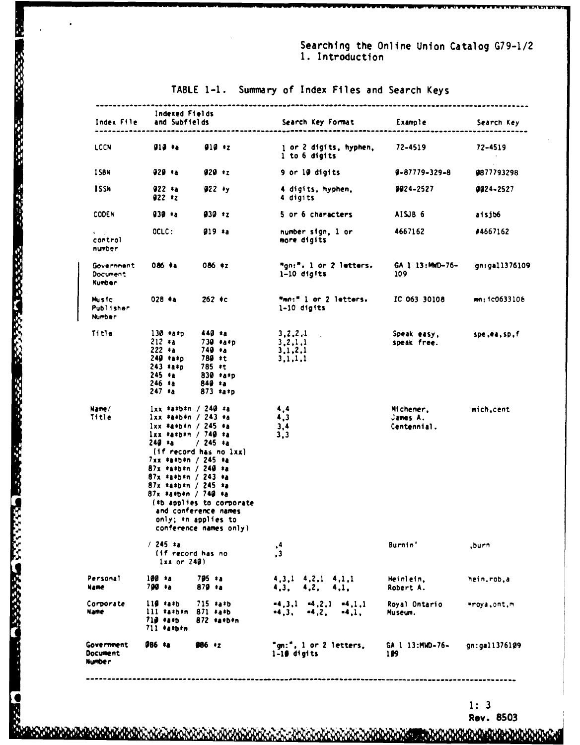TABLE 1-1. Summary of Index Files and Search Keys

| Index File | Indexed Fields and Subfields | | Search Key Format | Example | Search Key |
|---|---|---|---|---|---|
| LCCN | 010 ‡a | 010 ‡z | 1 or 2 digits, hyphen, 1 to 6 digits | 72-4519 | 72-4519 |
| ISBN | 020 ‡a | 020 ‡z | 9 or 10 digits | 0-87779-329-8 | 0877793298 |
| ISSN | 022 ‡a<br>022 ‡z | 022 ‡y | 4 digits, hyphen, 4 digits | 0024-2527 | 0024-2527 |
| CODEN | 030 ‡a | 030 ‡z | 5 or 6 characters | AISJB 6 | aisjb6 |
| control number | OCLC: | 019 ‡a | number sign, 1 or more digits | 4667162 | #4667162 |
| Government Document Number | 086 ‡a | 086 ‡z | "gn:", 1 or 2 letters, 1-10 digits | GA 1 13:MWD-76-109 | gn:ga1137610​9 |
| Music Publisher Number | 028 ‡a | 262 ‡c | "mn:" 1 or 2 letters, 1-10 digits | IC 063 30108 | mn:ic0633106 |
| Title | 130 ‡a‡p<br>212 ‡a<br>222 ‡a<br>240 ‡a‡p<br>243 ‡a‡p<br>245 ‡a<br>246 ‡a<br>247 ‡a | 440 ‡a<br>730 ‡a‡p<br>740 ‡a<br>780 ‡t<br>785 ‡t<br>830 ‡a‡p<br>840 ‡a<br>873 ‡a‡p | 3,2,2,1<br>3,2,1,1<br>3,1,2,1<br>3,1,1,1 | Speak easy, speak free. | spe,ea,sp,f |
| Name/ Title | 1xx ‡a‡b‡n / 240 ‡a<br>1xx ‡a‡b‡n / 243 ‡a<br>1xx ‡a‡b‡n / 245 ‡a<br>1xx ‡a‡b‡n / 740 ‡a<br>240 ‡a / 245 ‡a<br>(if record has no 1xx)<br>7xx ‡a‡b‡n / 245 ‡a<br>87x ‡a‡b‡n / 240 ‡a<br>87x ‡a‡b‡n / 243 ‡a<br>87x ‡a‡b‡n / 245 ‡a<br>87x ‡a‡b‡n / 740 ‡a<br>(‡b applies to corporate and conference names only; ‡n applies to conference names only) | | 4,4<br>4,3<br>3,4<br>3,3 | Michener, James A. Centennial. | mich,cent |
| | / 245 ‡a<br>(if record has no 1xx or 240) | | ,4<br>,3 | Burnin' | ,burn |
| Personal Name | 100 ‡a<br>700 ‡a | 705 ‡a<br>870 ‡a | 4,3,1 4,2,1 4,1,1<br>4,3, 4,2, 4,1, | Heinlein, Robert A. | hein,rob,a |
| Corporate Name | 110 ‡a‡b<br>111 ‡a‡b‡n<br>710 ‡a‡b<br>711 ‡a‡b‡n | 715 ‡a‡b<br>871 ‡a‡b<br>872 ‡a‡b‡n | =4,3,1 =4,2,1 =4,1,1<br>=4,3, =4,2, =4,1, | Royal Ontario Museum. | =roya,ont,m |
| Government Document Number | 086 ‡a | 086 ‡z | "gn:", 1 or 2 letters, 1-10 digits | GA 1 13:MWD-76-109 | gn:ga11376109 |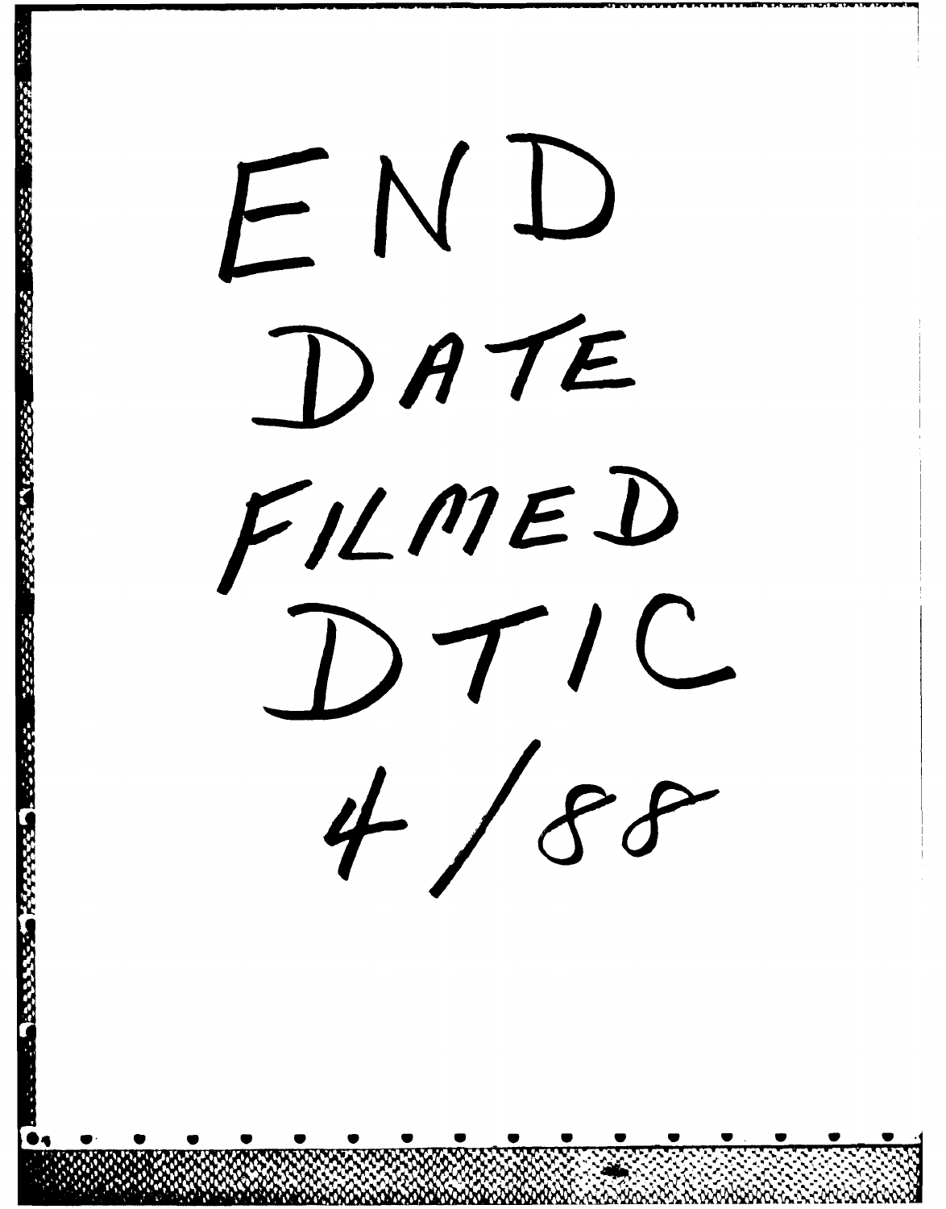END

DATE

FILMED

DTIC

4/88